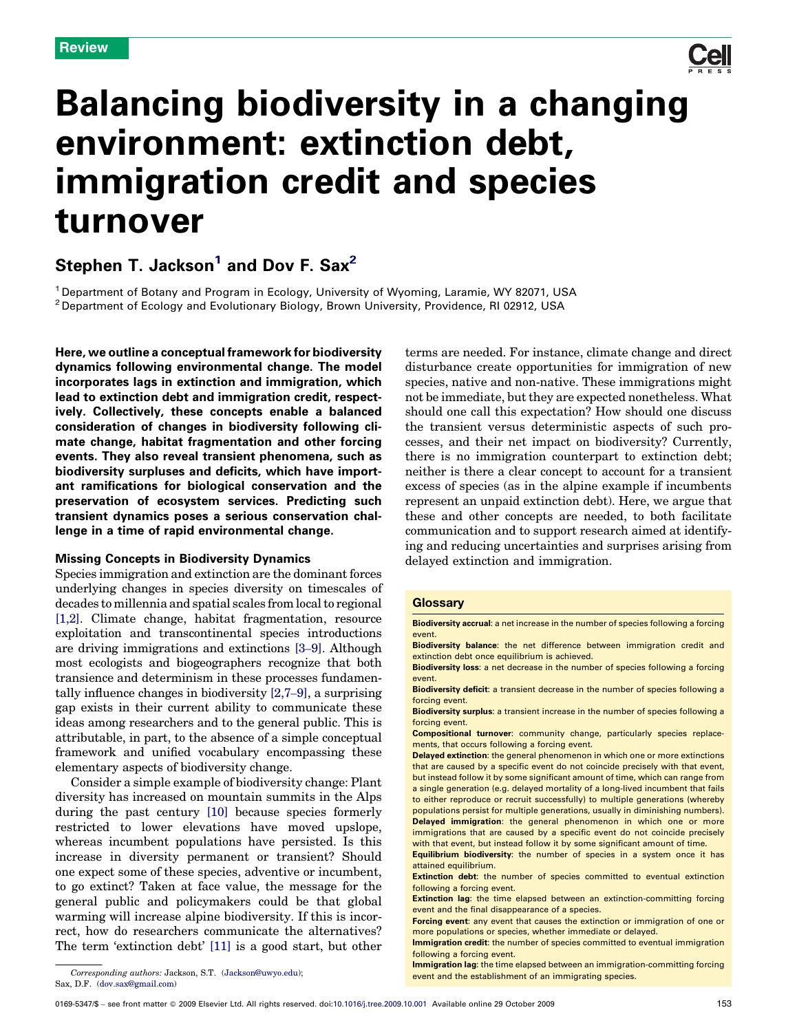Review

# Balancing biodiversity in a changing environment: extinction debt, immigration credit and species turnover

## Stephen T. Jackson[1] and Dov F. Sax[2]

[1] Department of Botany and Program in Ecology, University of Wyoming, Laramie, WY 82071, USA
[2] Department of Ecology and Evolutionary Biology, Brown University, Providence, RI 02912, USA

**Here, we outline a conceptual framework for biodiversity dynamics following environmental change. The model incorporates lags in extinction and immigration, which lead to extinction debt and immigration credit, respectively. Collectively, these concepts enable a balanced consideration of changes in biodiversity following climate change, habitat fragmentation and other forcing events. They also reveal transient phenomena, such as biodiversity surpluses and deficits, which have important ramifications for biological conservation and the preservation of ecosystem services. Predicting such transient dynamics poses a serious conservation challenge in a time of rapid environmental change.**

### Missing Concepts in Biodiversity Dynamics

Species immigration and extinction are the dominant forces underlying changes in species diversity on timescales of decades to millennia and spatial scales from local to regional [1,2]. Climate change, habitat fragmentation, resource exploitation and transcontinental species introductions are driving immigrations and extinctions [3–9]. Although most ecologists and biogeographers recognize that both transience and determinism in these processes fundamentally influence changes in biodiversity [2,7–9], a surprising gap exists in their current ability to communicate these ideas among researchers and to the general public. This is attributable, in part, to the absence of a simple conceptual framework and unified vocabulary encompassing these elementary aspects of biodiversity change.

Consider a simple example of biodiversity change: Plant diversity has increased on mountain summits in the Alps during the past century [10] because species formerly restricted to lower elevations have moved upslope, whereas incumbent populations have persisted. Is this increase in diversity permanent or transient? Should one expect some of these species, adventive or incumbent, to go extinct? Taken at face value, the message for the general public and policymakers could be that global warming will increase alpine biodiversity. If this is incorrect, how do researchers communicate the alternatives? The term 'extinction debt' [11] is a good start, but other terms are needed. For instance, climate change and direct disturbance create opportunities for immigration of new species, native and non-native. These immigrations might not be immediate, but they are expected nonetheless. What should one call this expectation? How should one discuss the transient versus deterministic aspects of such processes, and their net impact on biodiversity? Currently, there is no immigration counterpart to extinction debt; neither is there a clear concept to account for a transient excess of species (as in the alpine example if incumbents represent an unpaid extinction debt). Here, we argue that these and other concepts are needed, to both facilitate communication and to support research aimed at identifying and reducing uncertainties and surprises arising from delayed extinction and immigration.

### Glossary

**Biodiversity accrual**: a net increase in the number of species following a forcing event.
**Biodiversity balance**: the net difference between immigration credit and extinction debt once equilibrium is achieved.
**Biodiversity loss**: a net decrease in the number of species following a forcing event.
**Biodiversity deficit**: a transient decrease in the number of species following a forcing event.
**Biodiversity surplus**: a transient increase in the number of species following a forcing event.
**Compositional turnover**: community change, particularly species replacements, that occurs following a forcing event.
**Delayed extinction**: the general phenomenon in which one or more extinctions that are caused by a specific event do not coincide precisely with that event, but instead follow it by some significant amount of time, which can range from a single generation (e.g. delayed mortality of a long-lived incumbent that fails to either reproduce or recruit successfully) to multiple generations (whereby populations persist for multiple generations, usually in diminishing numbers).
**Delayed immigration**: the general phenomenon in which one or more immigrations that are caused by a specific event do not coincide precisely with that event, but instead follow it by some significant amount of time.
**Equilibrium biodiversity**: the number of species in a system once it has attained equilibrium.
**Extinction debt**: the number of species committed to eventual extinction following a forcing event.
**Extinction lag**: the time elapsed between an extinction-committing forcing event and the final disappearance of a species.
**Forcing event**: any event that causes the extinction or immigration of one or more populations or species, whether immediate or delayed.
**Immigration credit**: the number of species committed to eventual immigration following a forcing event.
**Immigration lag**: the time elapsed between an immigration-committing forcing event and the establishment of an immigrating species.

*Corresponding authors:* Jackson, S.T. (Jackson@uwyo.edu); Sax, D.F. (dov.sax@gmail.com)

0169-5347/$ – see front matter © 2009 Elsevier Ltd. All rights reserved. doi:10.1016/j.tree.2009.10.001 Available online 29 October 2009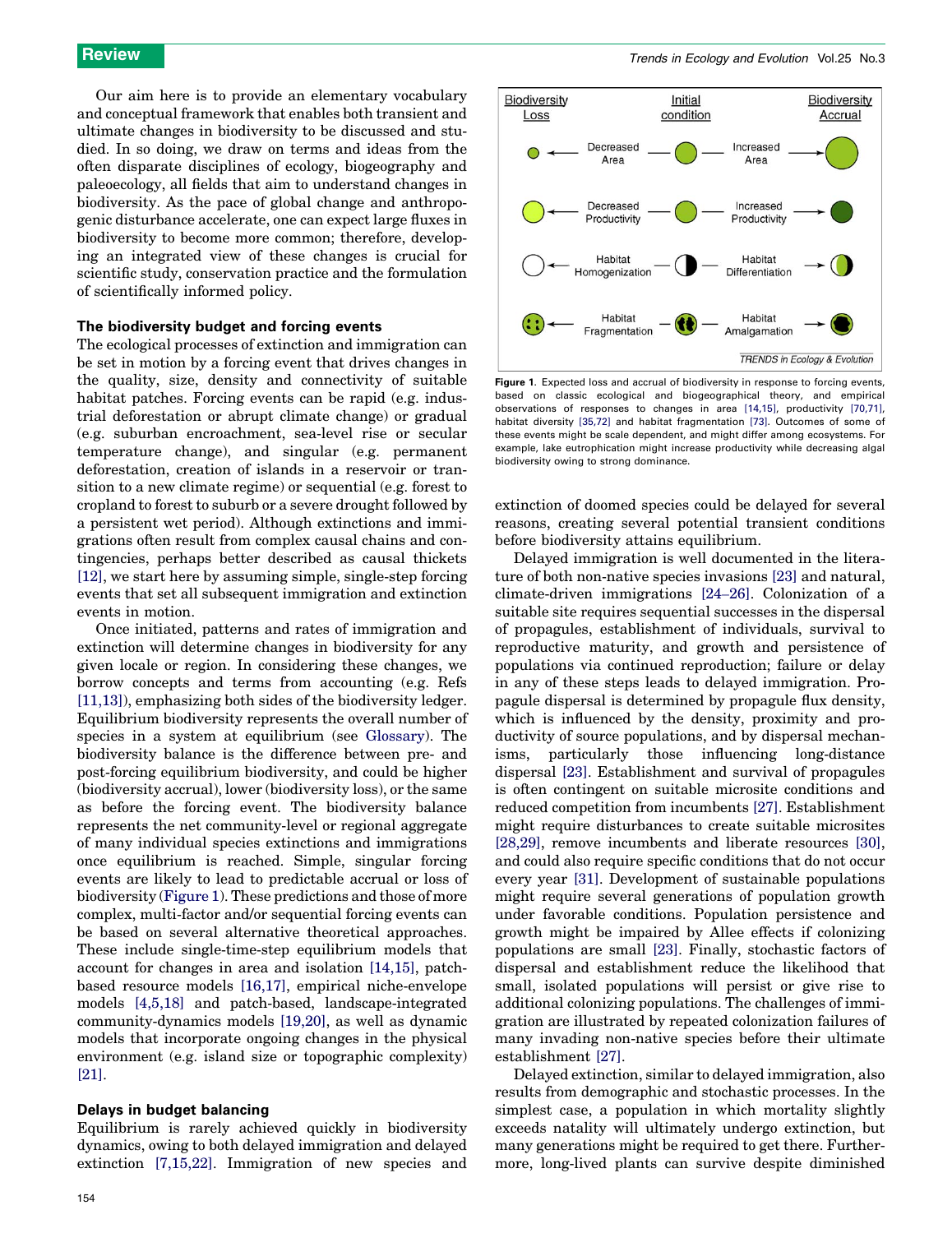Our aim here is to provide an elementary vocabulary and conceptual framework that enables both transient and ultimate changes in biodiversity to be discussed and studied. In so doing, we draw on terms and ideas from the often disparate disciplines of ecology, biogeography and paleoecology, all fields that aim to understand changes in biodiversity. As the pace of global change and anthropogenic disturbance accelerate, one can expect large fluxes in biodiversity to become more common; therefore, developing an integrated view of these changes is crucial for scientific study, conservation practice and the formulation of scientifically informed policy.

### The biodiversity budget and forcing events

The ecological processes of extinction and immigration can be set in motion by a forcing event that drives changes in the quality, size, density and connectivity of suitable habitat patches. Forcing events can be rapid (e.g. industrial deforestation or abrupt climate change) or gradual (e.g. suburban encroachment, sea-level rise or secular temperature change), and singular (e.g. permanent deforestation, creation of islands in a reservoir or transition to a new climate regime) or sequential (e.g. forest to cropland to forest to suburb or a severe drought followed by a persistent wet period). Although extinctions and immigrations often result from complex causal chains and contingencies, perhaps better described as causal thickets [12], we start here by assuming simple, single-step forcing events that set all subsequent immigration and extinction events in motion.

Once initiated, patterns and rates of immigration and extinction will determine changes in biodiversity for any given locale or region. In considering these changes, we borrow concepts and terms from accounting (e.g. Refs [11,13]), emphasizing both sides of the biodiversity ledger. Equilibrium biodiversity represents the overall number of species in a system at equilibrium (see Glossary). The biodiversity balance is the difference between pre- and post-forcing equilibrium biodiversity, and could be higher (biodiversity accrual), lower (biodiversity loss), or the same as before the forcing event. The biodiversity balance represents the net community-level or regional aggregate of many individual species extinctions and immigrations once equilibrium is reached. Simple, singular forcing events are likely to lead to predictable accrual or loss of biodiversity (Figure 1). These predictions and those of more complex, multi-factor and/or sequential forcing events can be based on several alternative theoretical approaches. These include single-time-step equilibrium models that account for changes in area and isolation [14,15], patch-based resource models [16,17], empirical niche-envelope models [4,5,18] and patch-based, landscape-integrated community-dynamics models [19,20], as well as dynamic models that incorporate ongoing changes in the physical environment (e.g. island size or topographic complexity) [21].

### Delays in budget balancing

Equilibrium is rarely achieved quickly in biodiversity dynamics, owing to both delayed immigration and delayed extinction [7,15,22]. Immigration of new species and extinction of doomed species could be delayed for several reasons, creating several potential transient conditions before biodiversity attains equilibrium.

Figure 1. Expected loss and accrual of biodiversity in response to forcing events, based on classic ecological and biogeographical theory, and empirical observations of responses to changes in area [14,15], productivity [70,71], habitat diversity [35,72] and habitat fragmentation [73]. Outcomes of some of these events might be scale dependent, and might differ among ecosystems. For example, lake eutrophication might increase productivity while decreasing algal biodiversity owing to strong dominance.

Delayed immigration is well documented in the literature of both non-native species invasions [23] and natural, climate-driven immigrations [24–26]. Colonization of a suitable site requires sequential successes in the dispersal of propagules, establishment of individuals, survival to reproductive maturity, and growth and persistence of populations via continued reproduction; failure or delay in any of these steps leads to delayed immigration. Propagule dispersal is determined by propagule flux density, which is influenced by the density, proximity and productivity of source populations, and by dispersal mechanisms, particularly those influencing long-distance dispersal [23]. Establishment and survival of propagules is often contingent on suitable microsite conditions and reduced competition from incumbents [27]. Establishment might require disturbances to create suitable microsites [28,29], remove incumbents and liberate resources [30], and could also require specific conditions that do not occur every year [31]. Development of sustainable populations might require several generations of population growth under favorable conditions. Population persistence and growth might be impaired by Allee effects if colonizing populations are small [23]. Finally, stochastic factors of dispersal and establishment reduce the likelihood that small, isolated populations will persist or give rise to additional colonizing populations. The challenges of immigration are illustrated by repeated colonization failures of many invading non-native species before their ultimate establishment [27].

Delayed extinction, similar to delayed immigration, also results from demographic and stochastic processes. In the simplest case, a population in which mortality slightly exceeds natality will ultimately undergo extinction, but many generations might be required to get there. Furthermore, long-lived plants can survive despite diminished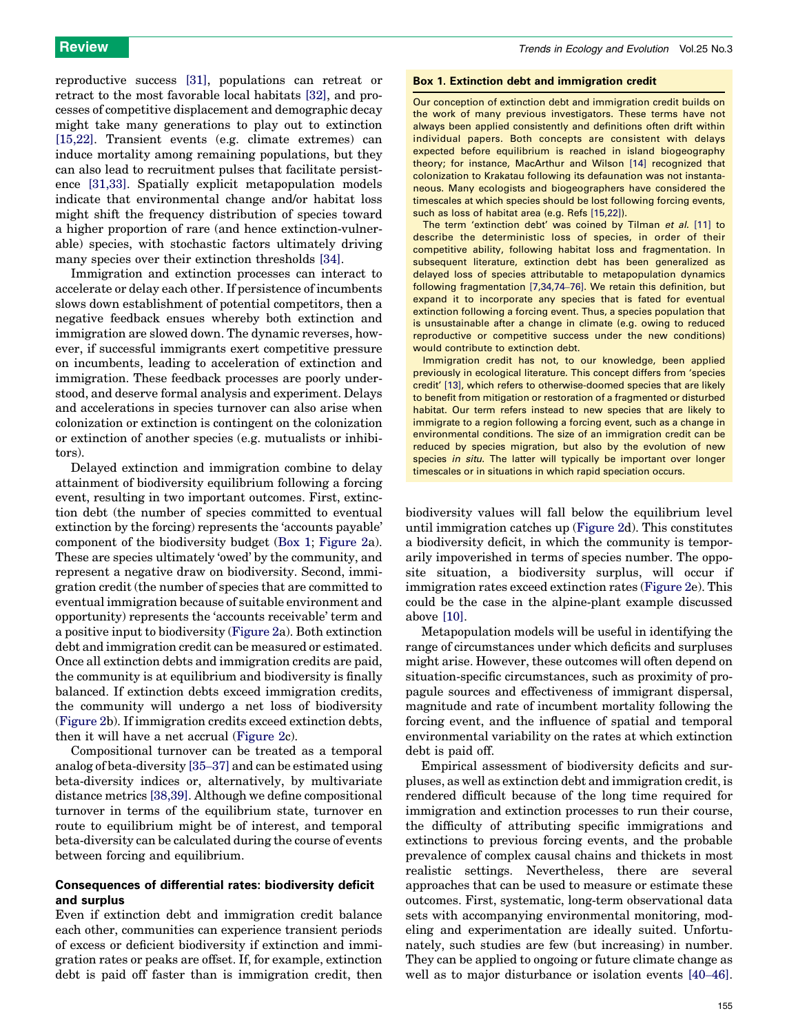reproductive success [31], populations can retreat or retract to the most favorable local habitats [32], and processes of competitive displacement and demographic decay might take many generations to play out to extinction [15,22]. Transient events (e.g. climate extremes) can induce mortality among remaining populations, but they can also lead to recruitment pulses that facilitate persistence [31,33]. Spatially explicit metapopulation models indicate that environmental change and/or habitat loss might shift the frequency distribution of species toward a higher proportion of rare (and hence extinction-vulnerable) species, with stochastic factors ultimately driving many species over their extinction thresholds [34].

Immigration and extinction processes can interact to accelerate or delay each other. If persistence of incumbents slows down establishment of potential competitors, then a negative feedback ensues whereby both extinction and immigration are slowed down. The dynamic reverses, however, if successful immigrants exert competitive pressure on incumbents, leading to acceleration of extinction and immigration. These feedback processes are poorly understood, and deserve formal analysis and experiment. Delays and accelerations in species turnover can also arise when colonization or extinction is contingent on the colonization or extinction of another species (e.g. mutualists or inhibitors).

Delayed extinction and immigration combine to delay attainment of biodiversity equilibrium following a forcing event, resulting in two important outcomes. First, extinction debt (the number of species committed to eventual extinction by the forcing) represents the 'accounts payable' component of the biodiversity budget (Box 1; Figure 2a). These are species ultimately 'owed' by the community, and represent a negative draw on biodiversity. Second, immigration credit (the number of species that are committed to eventual immigration because of suitable environment and opportunity) represents the 'accounts receivable' term and a positive input to biodiversity (Figure 2a). Both extinction debt and immigration credit can be measured or estimated. Once all extinction debts and immigration credits are paid, the community is at equilibrium and biodiversity is finally balanced. If extinction debts exceed immigration credits, the community will undergo a net loss of biodiversity (Figure 2b). If immigration credits exceed extinction debts, then it will have a net accrual (Figure 2c).

Compositional turnover can be treated as a temporal analog of beta-diversity [35–37] and can be estimated using beta-diversity indices or, alternatively, by multivariate distance metrics [38,39]. Although we define compositional turnover in terms of the equilibrium state, turnover en route to equilibrium might be of interest, and temporal beta-diversity can be calculated during the course of events between forcing and equilibrium.

### Consequences of differential rates: biodiversity deficit and surplus

Even if extinction debt and immigration credit balance each other, communities can experience transient periods of excess or deficient biodiversity if extinction and immigration rates or peaks are offset. If, for example, extinction debt is paid off faster than is immigration credit, then biodiversity values will fall below the equilibrium level until immigration catches up (Figure 2d). This constitutes a biodiversity deficit, in which the community is temporarily impoverished in terms of species number. The opposite situation, a biodiversity surplus, will occur if immigration rates exceed extinction rates (Figure 2e). This could be the case in the alpine-plant example discussed above [10].

Metapopulation models will be useful in identifying the range of circumstances under which deficits and surpluses might arise. However, these outcomes will often depend on situation-specific circumstances, such as proximity of propagule sources and effectiveness of immigrant dispersal, magnitude and rate of incumbent mortality following the forcing event, and the influence of spatial and temporal environmental variability on the rates at which extinction debt is paid off.

Empirical assessment of biodiversity deficits and surpluses, as well as extinction debt and immigration credit, is rendered difficult because of the long time required for immigration and extinction processes to run their course, the difficulty of attributing specific immigrations and extinctions to previous forcing events, and the probable prevalence of complex causal chains and thickets in most realistic settings. Nevertheless, there are several approaches that can be used to measure or estimate these outcomes. First, systematic, long-term observational data sets with accompanying environmental monitoring, modeling and experimentation are ideally suited. Unfortunately, such studies are few (but increasing) in number. They can be applied to ongoing or future climate change as well as to major disturbance or isolation events [40–46].

**Box 1. Extinction debt and immigration credit**

Our conception of extinction debt and immigration credit builds on the work of many previous investigators. These terms have not always been applied consistently and definitions often drift within individual papers. Both concepts are consistent with delays expected before equilibrium is reached in island biogeography theory; for instance, MacArthur and Wilson [14] recognized that colonization to Krakatau following its defaunation was not instantaneous. Many ecologists and biogeographers have considered the timescales at which species should be lost following forcing events, such as loss of habitat area (e.g. Refs [15,22]).

The term 'extinction debt' was coined by Tilman *et al.* [11] to describe the deterministic loss of species, in order of their competitive ability, following habitat loss and fragmentation. In subsequent literature, extinction debt has been generalized as delayed loss of species attributable to metapopulation dynamics following fragmentation [7,34,74–76]. We retain this definition, but expand it to incorporate any species that is fated for eventual extinction following a forcing event. Thus, a species population that is unsustainable after a change in climate (e.g. owing to reduced reproductive or competitive success under the new conditions) would contribute to extinction debt.

Immigration credit has not, to our knowledge, been applied previously in ecological literature. This concept differs from 'species credit' [13], which refers to otherwise-doomed species that are likely to benefit from mitigation or restoration of a fragmented or disturbed habitat. Our term refers instead to new species that are likely to immigrate to a region following a forcing event, such as a change in environmental conditions. The size of an immigration credit can be reduced by species migration, but also by the evolution of new species *in situ*. The latter will typically be important over longer timescales or in situations in which rapid speciation occurs.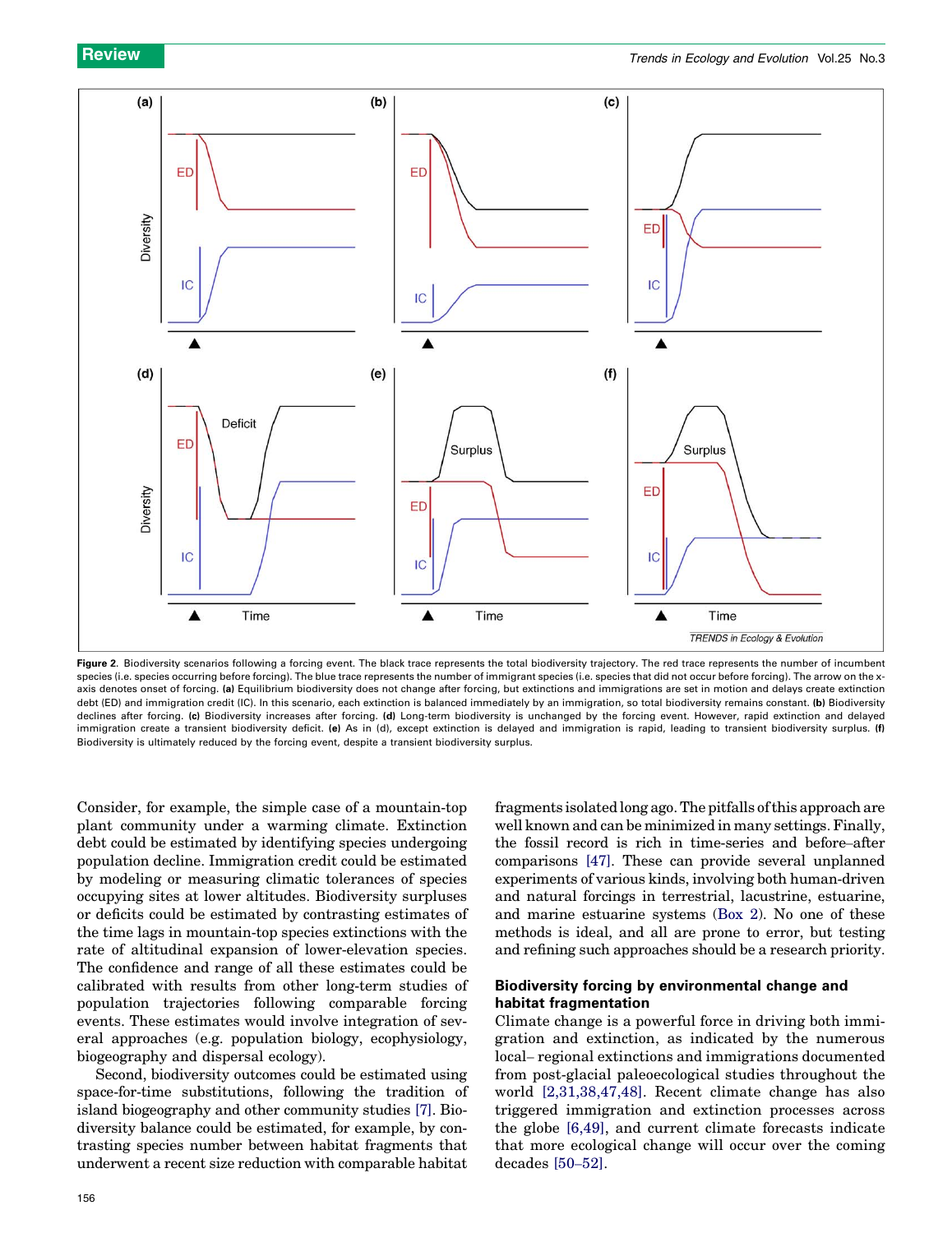Figure 2. Biodiversity scenarios following a forcing event. The black trace represents the total biodiversity trajectory. The red trace represents the number of incumbent species (i.e. species occurring before forcing). The blue trace represents the number of immigrant species (i.e. species that did not occur before forcing). The arrow on the x-axis denotes onset of forcing. **(a)** Equilibrium biodiversity does not change after forcing, but extinctions and immigrations are set in motion and delays create extinction debt (ED) and immigration credit (IC). In this scenario, each extinction is balanced immediately by an immigration, so total biodiversity remains constant. **(b)** Biodiversity declines after forcing. **(c)** Biodiversity increases after forcing. **(d)** Long-term biodiversity is unchanged by the forcing event. However, rapid extinction and delayed immigration create a transient biodiversity deficit. **(e)** As in (d), except extinction is delayed and immigration is rapid, leading to transient biodiversity surplus. **(f)** Biodiversity is ultimately reduced by the forcing event, despite a transient biodiversity surplus.

Consider, for example, the simple case of a mountain-top plant community under a warming climate. Extinction debt could be estimated by identifying species undergoing population decline. Immigration credit could be estimated by modeling or measuring climatic tolerances of species occupying sites at lower altitudes. Biodiversity surpluses or deficits could be estimated by contrasting estimates of the time lags in mountain-top species extinctions with the rate of altitudinal expansion of lower-elevation species. The confidence and range of all these estimates could be calibrated with results from other long-term studies of population trajectories following comparable forcing events. These estimates would involve integration of several approaches (e.g. population biology, ecophysiology, biogeography and dispersal ecology).

Second, biodiversity outcomes could be estimated using space-for-time substitutions, following the tradition of island biogeography and other community studies [7]. Biodiversity balance could be estimated, for example, by contrasting species number between habitat fragments that underwent a recent size reduction with comparable habitat fragments isolated long ago. The pitfalls of this approach are well known and can be minimized in many settings. Finally, the fossil record is rich in time-series and before–after comparisons [47]. These can provide several unplanned experiments of various kinds, involving both human-driven and natural forcings in terrestrial, lacustrine, estuarine, and marine estuarine systems (Box 2). No one of these methods is ideal, and all are prone to error, but testing and refining such approaches should be a research priority.

## Biodiversity forcing by environmental change and habitat fragmentation

Climate change is a powerful force in driving both immigration and extinction, as indicated by the numerous local– regional extinctions and immigrations documented from post-glacial paleoecological studies throughout the world [2,31,38,47,48]. Recent climate change has also triggered immigration and extinction processes across the globe [6,49], and current climate forecasts indicate that more ecological change will occur over the coming decades [50–52].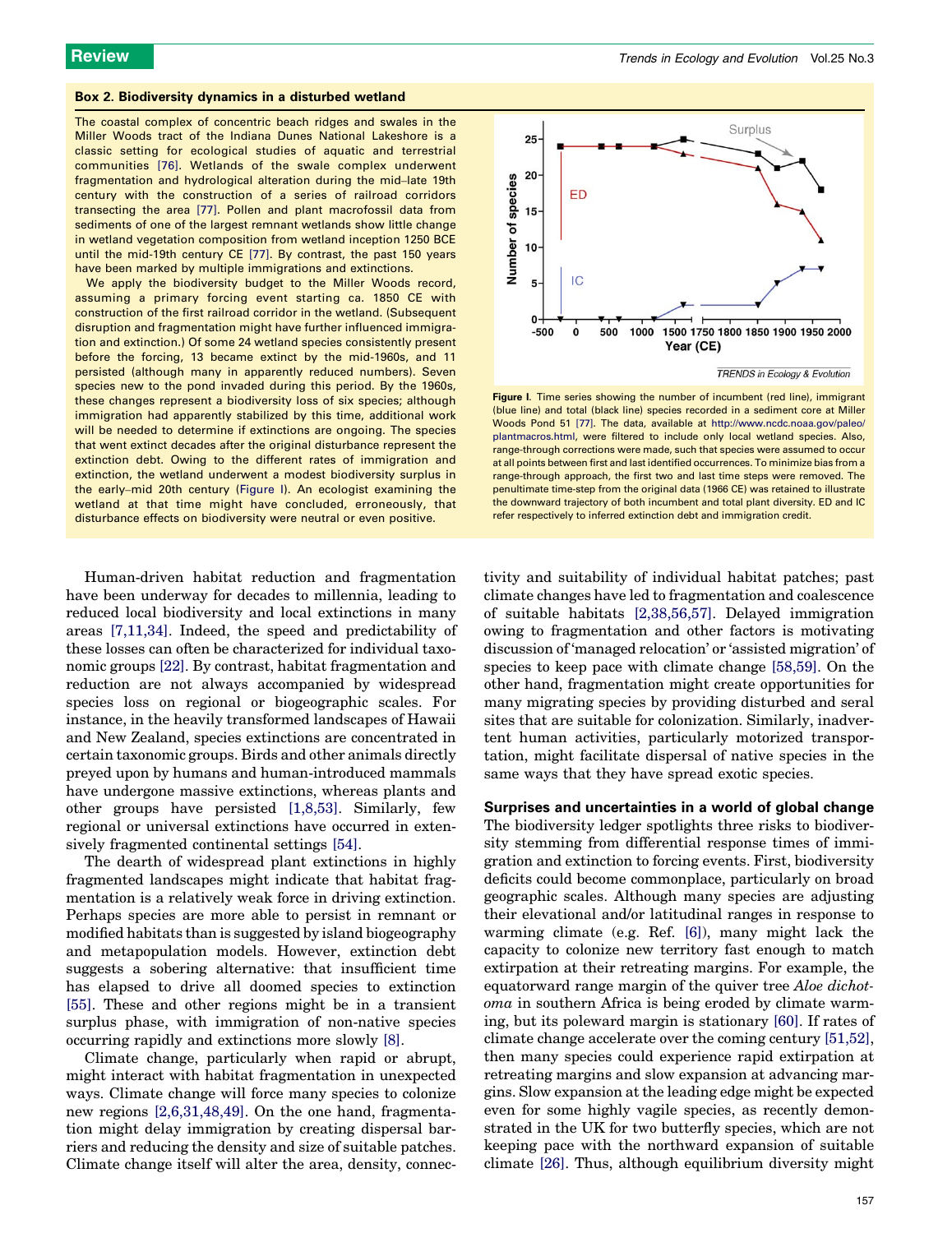### Box 2. Biodiversity dynamics in a disturbed wetland

The coastal complex of concentric beach ridges and swales in the Miller Woods tract of the Indiana Dunes National Lakeshore is a classic setting for ecological studies of aquatic and terrestrial communities [76]. Wetlands of the swale complex underwent fragmentation and hydrological alteration during the mid–late 19th century with the construction of a series of railroad corridors transecting the area [77]. Pollen and plant macrofossil data from sediments of one of the largest remnant wetlands show little change in wetland vegetation composition from wetland inception 1250 BCE until the mid-19th century CE [77]. By contrast, the past 150 years have been marked by multiple immigrations and extinctions.

We apply the biodiversity budget to the Miller Woods record, assuming a primary forcing event starting ca. 1850 CE with construction of the first railroad corridor in the wetland. (Subsequent disruption and fragmentation might have further influenced immigration and extinction.) Of some 24 wetland species consistently present before the forcing, 13 became extinct by the mid-1960s, and 11 persisted (although many in apparently reduced numbers). Seven species new to the pond invaded during this period. By the 1960s, these changes represent a biodiversity loss of six species; although immigration had apparently stabilized by this time, additional work will be needed to determine if extinctions are ongoing. The species that went extinct decades after the original disturbance represent the extinction debt. Owing to the different rates of immigration and extinction, the wetland underwent a modest biodiversity surplus in the early–mid 20th century (Figure I). An ecologist examining the wetland at that time might have concluded, erroneously, that disturbance effects on biodiversity were neutral or even positive.

**Figure I.** Time series showing the number of incumbent (red line), immigrant (blue line) and total (black line) species recorded in a sediment core at Miller Woods Pond 51 [77]. The data, available at http://www.ncdc.noaa.gov/paleo/plantmacros.html, were filtered to include only local wetland species. Also, range-through corrections were made, such that species were assumed to occur at all points between first and last identified occurrences. To minimize bias from a range-through approach, the first two and last time steps were removed. The penultimate time-step from the original data (1966 CE) was retained to illustrate the downward trajectory of both incumbent and total plant diversity. ED and IC refer respectively to inferred extinction debt and immigration credit.

Human-driven habitat reduction and fragmentation have been underway for decades to millennia, leading to reduced local biodiversity and local extinctions in many areas [7,11,34]. Indeed, the speed and predictability of these losses can often be characterized for individual taxonomic groups [22]. By contrast, habitat fragmentation and reduction are not always accompanied by widespread species loss on regional or biogeographic scales. For instance, in the heavily transformed landscapes of Hawaii and New Zealand, species extinctions are concentrated in certain taxonomic groups. Birds and other animals directly preyed upon by humans and human-introduced mammals have undergone massive extinctions, whereas plants and other groups have persisted [1,8,53]. Similarly, few regional or universal extinctions have occurred in extensively fragmented continental settings [54].

The dearth of widespread plant extinctions in highly fragmented landscapes might indicate that habitat fragmentation is a relatively weak force in driving extinction. Perhaps species are more able to persist in remnant or modified habitats than is suggested by island biogeography and metapopulation models. However, extinction debt suggests a sobering alternative: that insufficient time has elapsed to drive all doomed species to extinction [55]. These and other regions might be in a transient surplus phase, with immigration of non-native species occurring rapidly and extinctions more slowly [8].

Climate change, particularly when rapid or abrupt, might interact with habitat fragmentation in unexpected ways. Climate change will force many species to colonize new regions [2,6,31,48,49]. On the one hand, fragmentation might delay immigration by creating dispersal barriers and reducing the density and size of suitable patches. Climate change itself will alter the area, density, connectivity and suitability of individual habitat patches; past climate changes have led to fragmentation and coalescence of suitable habitats [2,38,56,57]. Delayed immigration owing to fragmentation and other factors is motivating discussion of 'managed relocation' or 'assisted migration' of species to keep pace with climate change [58,59]. On the other hand, fragmentation might create opportunities for many migrating species by providing disturbed and seral sites that are suitable for colonization. Similarly, inadvertent human activities, particularly motorized transportation, might facilitate dispersal of native species in the same ways that they have spread exotic species.

## Surprises and uncertainties in a world of global change

The biodiversity ledger spotlights three risks to biodiversity stemming from differential response times of immigration and extinction to forcing events. First, biodiversity deficits could become commonplace, particularly on broad geographic scales. Although many species are adjusting their elevational and/or latitudinal ranges in response to warming climate (e.g. Ref. [6]), many might lack the capacity to colonize new territory fast enough to match extirpation at their retreating margins. For example, the equatorward range margin of the quiver tree *Aloe dichotoma* in southern Africa is being eroded by climate warming, but its poleward margin is stationary [60]. If rates of climate change accelerate over the coming century [51,52], then many species could experience rapid extirpation at retreating margins and slow expansion at advancing margins. Slow expansion at the leading edge might be expected even for some highly vagile species, as recently demonstrated in the UK for two butterfly species, which are not keeping pace with the northward expansion of suitable climate [26]. Thus, although equilibrium diversity might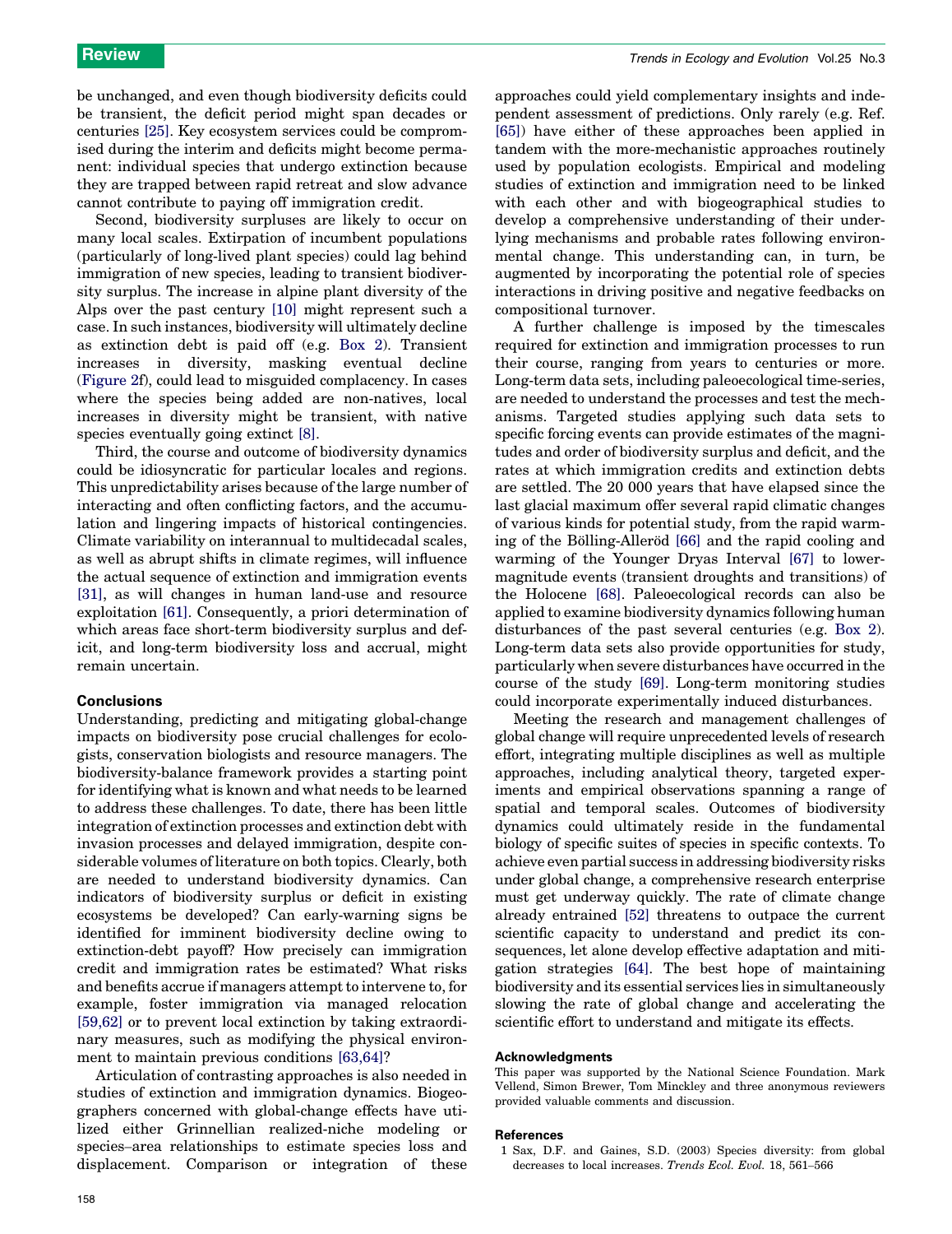be unchanged, and even though biodiversity deficits could be transient, the deficit period might span decades or centuries [25]. Key ecosystem services could be compromised during the interim and deficits might become permanent: individual species that undergo extinction because they are trapped between rapid retreat and slow advance cannot contribute to paying off immigration credit.

Second, biodiversity surpluses are likely to occur on many local scales. Extirpation of incumbent populations (particularly of long-lived plant species) could lag behind immigration of new species, leading to transient biodiversity surplus. The increase in alpine plant diversity of the Alps over the past century [10] might represent such a case. In such instances, biodiversity will ultimately decline as extinction debt is paid off (e.g. Box 2). Transient increases in diversity, masking eventual decline (Figure 2f), could lead to misguided complacency. In cases where the species being added are non-natives, local increases in diversity might be transient, with native species eventually going extinct [8].

Third, the course and outcome of biodiversity dynamics could be idiosyncratic for particular locales and regions. This unpredictability arises because of the large number of interacting and often conflicting factors, and the accumulation and lingering impacts of historical contingencies. Climate variability on interannual to multidecadal scales, as well as abrupt shifts in climate regimes, will influence the actual sequence of extinction and immigration events [31], as will changes in human land-use and resource exploitation [61]. Consequently, a priori determination of which areas face short-term biodiversity surplus and deficit, and long-term biodiversity loss and accrual, might remain uncertain.

## Conclusions

Understanding, predicting and mitigating global-change impacts on biodiversity pose crucial challenges for ecologists, conservation biologists and resource managers. The biodiversity-balance framework provides a starting point for identifying what is known and what needs to be learned to address these challenges. To date, there has been little integration of extinction processes and extinction debt with invasion processes and delayed immigration, despite considerable volumes of literature on both topics. Clearly, both are needed to understand biodiversity dynamics. Can indicators of biodiversity surplus or deficit in existing ecosystems be developed? Can early-warning signs be identified for imminent biodiversity decline owing to extinction-debt payoff? How precisely can immigration credit and immigration rates be estimated? What risks and benefits accrue if managers attempt to intervene to, for example, foster immigration via managed relocation [59,62] or to prevent local extinction by taking extraordinary measures, such as modifying the physical environment to maintain previous conditions [63,64]?

Articulation of contrasting approaches is also needed in studies of extinction and immigration dynamics. Biogeographers concerned with global-change effects have utilized either Grinnellian realized-niche modeling or species–area relationships to estimate species loss and displacement. Comparison or integration of these approaches could yield complementary insights and independent assessment of predictions. Only rarely (e.g. Ref. [65]) have either of these approaches been applied in tandem with the more-mechanistic approaches routinely used by population ecologists. Empirical and modeling studies of extinction and immigration need to be linked with each other and with biogeographical studies to develop a comprehensive understanding of their underlying mechanisms and probable rates following environmental change. This understanding can, in turn, be augmented by incorporating the potential role of species interactions in driving positive and negative feedbacks on compositional turnover.

A further challenge is imposed by the timescales required for extinction and immigration processes to run their course, ranging from years to centuries or more. Long-term data sets, including paleoecological time-series, are needed to understand the processes and test the mechanisms. Targeted studies applying such data sets to specific forcing events can provide estimates of the magnitudes and order of biodiversity surplus and deficit, and the rates at which immigration credits and extinction debts are settled. The 20 000 years that have elapsed since the last glacial maximum offer several rapid climatic changes of various kinds for potential study, from the rapid warming of the Bölling-Alleröd [66] and the rapid cooling and warming of the Younger Dryas Interval [67] to lower-magnitude events (transient droughts and transitions) of the Holocene [68]. Paleoecological records can also be applied to examine biodiversity dynamics following human disturbances of the past several centuries (e.g. Box 2). Long-term data sets also provide opportunities for study, particularly when severe disturbances have occurred in the course of the study [69]. Long-term monitoring studies could incorporate experimentally induced disturbances.

Meeting the research and management challenges of global change will require unprecedented levels of research effort, integrating multiple disciplines as well as multiple approaches, including analytical theory, targeted experiments and empirical observations spanning a range of spatial and temporal scales. Outcomes of biodiversity dynamics could ultimately reside in the fundamental biology of specific suites of species in specific contexts. To achieve even partial success in addressing biodiversity risks under global change, a comprehensive research enterprise must get underway quickly. The rate of climate change already entrained [52] threatens to outpace the current scientific capacity to understand and predict its consequences, let alone develop effective adaptation and mitigation strategies [64]. The best hope of maintaining biodiversity and its essential services lies in simultaneously slowing the rate of global change and accelerating the scientific effort to understand and mitigate its effects.

### Acknowledgments

This paper was supported by the National Science Foundation. Mark Vellend, Simon Brewer, Tom Minckley and three anonymous reviewers provided valuable comments and discussion.

### References

1 Sax, D.F. and Gaines, S.D. (2003) Species diversity: from global decreases to local increases. *Trends Ecol. Evol.* 18, 561–566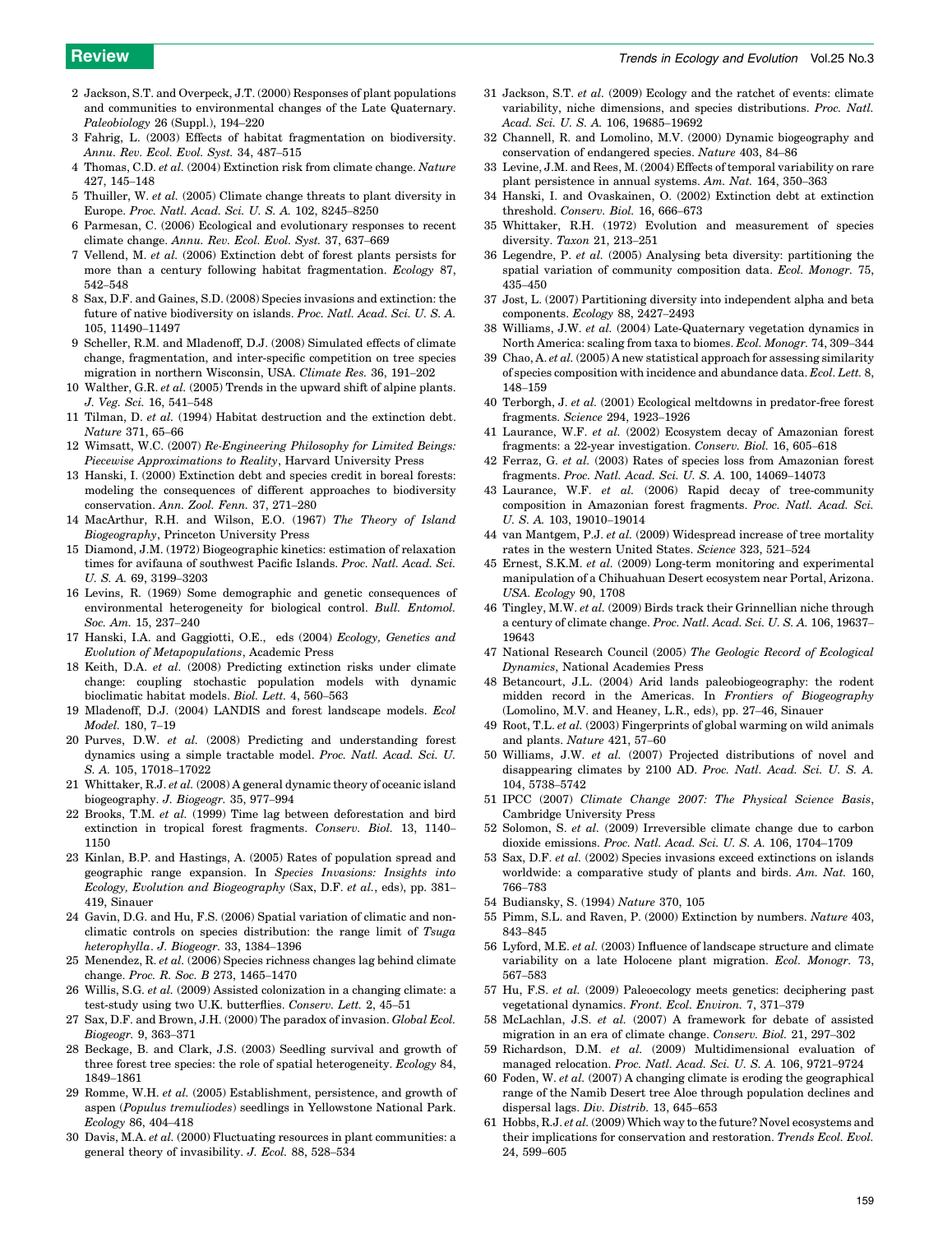2 Jackson, S.T. and Overpeck, J.T. (2000) Responses of plant populations and communities to environmental changes of the Late Quaternary. *Paleobiology* 26 (Suppl.), 194–220

3 Fahrig, L. (2003) Effects of habitat fragmentation on biodiversity. *Annu. Rev. Ecol. Evol. Syst.* 34, 487–515

4 Thomas, C.D. *et al.* (2004) Extinction risk from climate change. *Nature* 427, 145–148

5 Thuiller, W. *et al.* (2005) Climate change threats to plant diversity in Europe. *Proc. Natl. Acad. Sci. U. S. A.* 102, 8245–8250

6 Parmesan, C. (2006) Ecological and evolutionary responses to recent climate change. *Annu. Rev. Ecol. Evol. Syst.* 37, 637–669

7 Vellend, M. *et al.* (2006) Extinction debt of forest plants persists for more than a century following habitat fragmentation. *Ecology* 87, 542–548

8 Sax, D.F. and Gaines, S.D. (2008) Species invasions and extinction: the future of native biodiversity on islands. *Proc. Natl. Acad. Sci. U. S. A.* 105, 11490–11497

9 Scheller, R.M. and Mladenoff, D.J. (2008) Simulated effects of climate change, fragmentation, and inter-specific competition on tree species migration in northern Wisconsin, USA. *Climate Res.* 36, 191–202

10 Walther, G.R. *et al.* (2005) Trends in the upward shift of alpine plants. *J. Veg. Sci.* 16, 541–548

11 Tilman, D. *et al.* (1994) Habitat destruction and the extinction debt. *Nature* 371, 65–66

12 Wimsatt, W.C. (2007) *Re-Engineering Philosophy for Limited Beings: Piecewise Approximations to Reality*, Harvard University Press

13 Hanski, I. (2000) Extinction debt and species credit in boreal forests: modeling the consequences of different approaches to biodiversity conservation. *Ann. Zool. Fenn.* 37, 271–280

14 MacArthur, R.H. and Wilson, E.O. (1967) *The Theory of Island Biogeography*, Princeton University Press

15 Diamond, J.M. (1972) Biogeographic kinetics: estimation of relaxation times for avifauna of southwest Pacific Islands. *Proc. Natl. Acad. Sci. U. S. A.* 69, 3199–3203

16 Levins, R. (1969) Some demographic and genetic consequences of environmental heterogeneity for biological control. *Bull. Entomol. Soc. Am.* 15, 237–240

17 Hanski, I.A. and Gaggiotti, O.E., eds (2004) *Ecology, Genetics and Evolution of Metapopulations*, Academic Press

18 Keith, D.A. *et al.* (2008) Predicting extinction risks under climate change: coupling stochastic population models with dynamic bioclimatic habitat models. *Biol. Lett.* 4, 560–563

19 Mladenoff, D.J. (2004) LANDIS and forest landscape models. *Ecol Model.* 180, 7–19

20 Purves, D.W. *et al.* (2008) Predicting and understanding forest dynamics using a simple tractable model. *Proc. Natl. Acad. Sci. U. S. A.* 105, 17018–17022

21 Whittaker, R.J. *et al.* (2008) A general dynamic theory of oceanic island biogeography. *J. Biogeogr.* 35, 977–994

22 Brooks, T.M. *et al.* (1999) Time lag between deforestation and bird extinction in tropical forest fragments. *Conserv. Biol.* 13, 1140–1150

23 Kinlan, B.P. and Hastings, A. (2005) Rates of population spread and geographic range expansion. In *Species Invasions: Insights into Ecology, Evolution and Biogeography* (Sax, D.F. *et al.*, eds), pp. 381–419, Sinauer

24 Gavin, D.G. and Hu, F.S. (2006) Spatial variation of climatic and non-climatic controls on species distribution: the range limit of *Tsuga heterophylla*. *J. Biogeogr.* 33, 1384–1396

25 Menendez, R. *et al.* (2006) Species richness changes lag behind climate change. *Proc. R. Soc. B* 273, 1465–1470

26 Willis, S.G. *et al.* (2009) Assisted colonization in a changing climate: a test-study using two U.K. butterflies. *Conserv. Lett.* 2, 45–51

27 Sax, D.F. and Brown, J.H. (2000) The paradox of invasion. *Global Ecol. Biogeogr.* 9, 363–371

28 Beckage, B. and Clark, J.S. (2003) Seedling survival and growth of three forest tree species: the role of spatial heterogeneity. *Ecology* 84, 1849–1861

29 Romme, W.H. *et al.* (2005) Establishment, persistence, and growth of aspen (*Populus tremuliodes*) seedlings in Yellowstone National Park. *Ecology* 86, 404–418

30 Davis, M.A. *et al.* (2000) Fluctuating resources in plant communities: a general theory of invasibility. *J. Ecol.* 88, 528–534

31 Jackson, S.T. *et al.* (2009) Ecology and the ratchet of events: climate variability, niche dimensions, and species distributions. *Proc. Natl. Acad. Sci. U. S. A.* 106, 19685–19692

32 Channell, R. and Lomolino, M.V. (2000) Dynamic biogeography and conservation of endangered species. *Nature* 403, 84–86

33 Levine, J.M. and Rees, M. (2004) Effects of temporal variability on rare plant persistence in annual systems. *Am. Nat.* 164, 350–363

34 Hanski, I. and Ovaskainen, O. (2002) Extinction debt at extinction threshold. *Conserv. Biol.* 16, 666–673

35 Whittaker, R.H. (1972) Evolution and measurement of species diversity. *Taxon* 21, 213–251

36 Legendre, P. *et al.* (2005) Analysing beta diversity: partitioning the spatial variation of community composition data. *Ecol. Monogr.* 75, 435–450

37 Jost, L. (2007) Partitioning diversity into independent alpha and beta components. *Ecology* 88, 2427–2493

38 Williams, J.W. *et al.* (2004) Late-Quaternary vegetation dynamics in North America: scaling from taxa to biomes. *Ecol. Monogr.* 74, 309–344

39 Chao, A. *et al.* (2005) A new statistical approach for assessing similarity of species composition with incidence and abundance data. *Ecol. Lett.* 8, 148–159

40 Terborgh, J. *et al.* (2001) Ecological meltdowns in predator-free forest fragments. *Science* 294, 1923–1926

41 Laurance, W.F. *et al.* (2002) Ecosystem decay of Amazonian forest fragments: a 22-year investigation. *Conserv. Biol.* 16, 605–618

42 Ferraz, G. *et al.* (2003) Rates of species loss from Amazonian forest fragments. *Proc. Natl. Acad. Sci. U. S. A.* 100, 14069–14073

43 Laurance, W.F. *et al.* (2006) Rapid decay of tree-community composition in Amazonian forest fragments. *Proc. Natl. Acad. Sci. U. S. A.* 103, 19010–19014

44 van Mantgem, P.J. *et al.* (2009) Widespread increase of tree mortality rates in the western United States. *Science* 323, 521–524

45 Ernest, S.K.M. *et al.* (2009) Long-term monitoring and experimental manipulation of a Chihuahuan Desert ecosystem near Portal, Arizona. *USA. Ecology* 90, 1708

46 Tingley, M.W. *et al.* (2009) Birds track their Grinnellian niche through a century of climate change. *Proc. Natl. Acad. Sci. U. S. A.* 106, 19637–19643

47 National Research Council (2005) *The Geologic Record of Ecological Dynamics*, National Academies Press

48 Betancourt, J.L. (2004) Arid lands paleobiogeography: the rodent midden record in the Americas. In *Frontiers of Biogeography* (Lomolino, M.V. and Heaney, L.R., eds), pp. 27–46, Sinauer

49 Root, T.L. *et al.* (2003) Fingerprints of global warming on wild animals and plants. *Nature* 421, 57–60

50 Williams, J.W. *et al.* (2007) Projected distributions of novel and disappearing climates by 2100 AD. *Proc. Natl. Acad. Sci. U. S. A.* 104, 5738–5742

51 IPCC (2007) *Climate Change 2007: The Physical Science Basis*, Cambridge University Press

52 Solomon, S. *et al.* (2009) Irreversible climate change due to carbon dioxide emissions. *Proc. Natl. Acad. Sci. U. S. A.* 106, 1704–1709

53 Sax, D.F. *et al.* (2002) Species invasions exceed extinctions on islands worldwide: a comparative study of plants and birds. *Am. Nat.* 160, 766–783

54 Budiansky, S. (1994) *Nature* 370, 105

55 Pimm, S.L. and Raven, P. (2000) Extinction by numbers. *Nature* 403, 843–845

56 Lyford, M.E. *et al.* (2003) Influence of landscape structure and climate variability on a late Holocene plant migration. *Ecol. Monogr.* 73, 567–583

57 Hu, F.S. *et al.* (2009) Paleoecology meets genetics: deciphering past vegetational dynamics. *Front. Ecol. Environ.* 7, 371–379

58 McLachlan, J.S. *et al.* (2007) A framework for debate of assisted migration in an era of climate change. *Conserv. Biol.* 21, 297–302

59 Richardson, D.M. *et al.* (2009) Multidimensional evaluation of managed relocation. *Proc. Natl. Acad. Sci. U. S. A.* 106, 9721–9724

60 Foden, W. *et al.* (2007) A changing climate is eroding the geographical range of the Namib Desert tree Aloe through population declines and dispersal lags. *Div. Distrib.* 13, 645–653

61 Hobbs, R.J. *et al.* (2009) Which way to the future? Novel ecosystems and their implications for conservation and restoration. *Trends Ecol. Evol.* 24, 599–605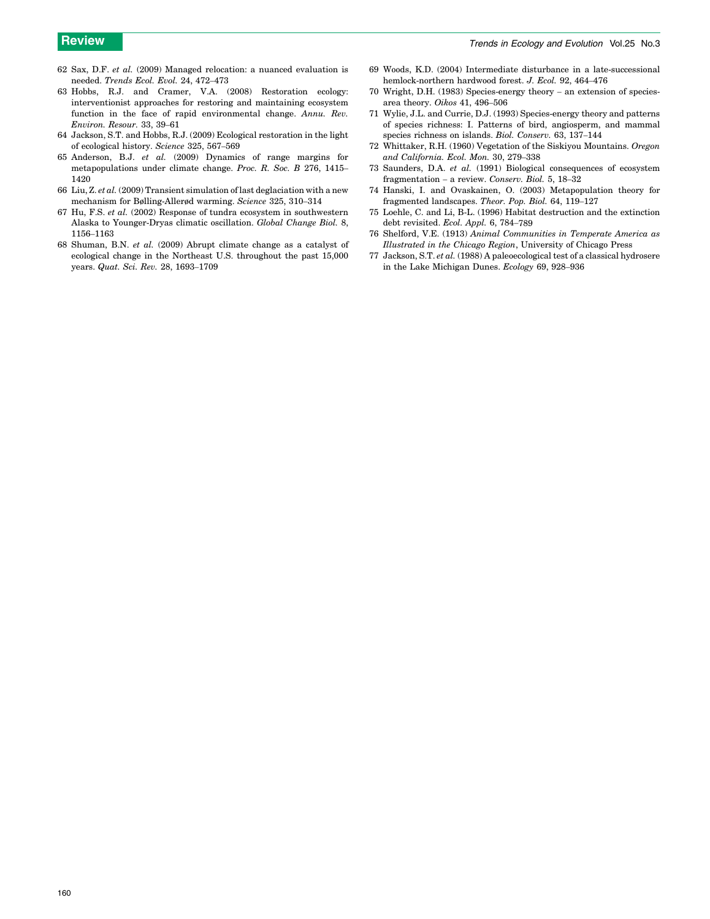62 Sax, D.F. *et al.* (2009) Managed relocation: a nuanced evaluation is needed. *Trends Ecol. Evol.* 24, 472–473

63 Hobbs, R.J. and Cramer, V.A. (2008) Restoration ecology: interventionist approaches for restoring and maintaining ecosystem function in the face of rapid environmental change. *Annu. Rev. Environ. Resour.* 33, 39–61

64 Jackson, S.T. and Hobbs, R.J. (2009) Ecological restoration in the light of ecological history. *Science* 325, 567–569

65 Anderson, B.J. *et al.* (2009) Dynamics of range margins for metapopulations under climate change. *Proc. R. Soc. B* 276, 1415–1420

66 Liu, Z. *et al.* (2009) Transient simulation of last deglaciation with a new mechanism for Bølling-Allerød warming. *Science* 325, 310–314

67 Hu, F.S. *et al.* (2002) Response of tundra ecosystem in southwestern Alaska to Younger-Dryas climatic oscillation. *Global Change Biol.* 8, 1156–1163

68 Shuman, B.N. *et al.* (2009) Abrupt climate change as a catalyst of ecological change in the Northeast U.S. throughout the past 15,000 years. *Quat. Sci. Rev.* 28, 1693–1709

69 Woods, K.D. (2004) Intermediate disturbance in a late-successional hemlock-northern hardwood forest. *J. Ecol.* 92, 464–476

70 Wright, D.H. (1983) Species-energy theory – an extension of species-area theory. *Oikos* 41, 496–506

71 Wylie, J.L. and Currie, D.J. (1993) Species-energy theory and patterns of species richness: I. Patterns of bird, angiosperm, and mammal species richness on islands. *Biol. Conserv.* 63, 137–144

72 Whittaker, R.H. (1960) Vegetation of the Siskiyou Mountains. *Oregon and California. Ecol. Mon.* 30, 279–338

73 Saunders, D.A. *et al.* (1991) Biological consequences of ecosystem fragmentation – a review. *Conserv. Biol.* 5, 18–32

74 Hanski, I. and Ovaskainen, O. (2003) Metapopulation theory for fragmented landscapes. *Theor. Pop. Biol.* 64, 119–127

75 Loehle, C. and Li, B-L. (1996) Habitat destruction and the extinction debt revisited. *Ecol. Appl.* 6, 784–789

76 Shelford, V.E. (1913) *Animal Communities in Temperate America as Illustrated in the Chicago Region*, University of Chicago Press

77 Jackson, S.T. *et al.* (1988) A paleoecological test of a classical hydrosere in the Lake Michigan Dunes. *Ecology* 69, 928–936